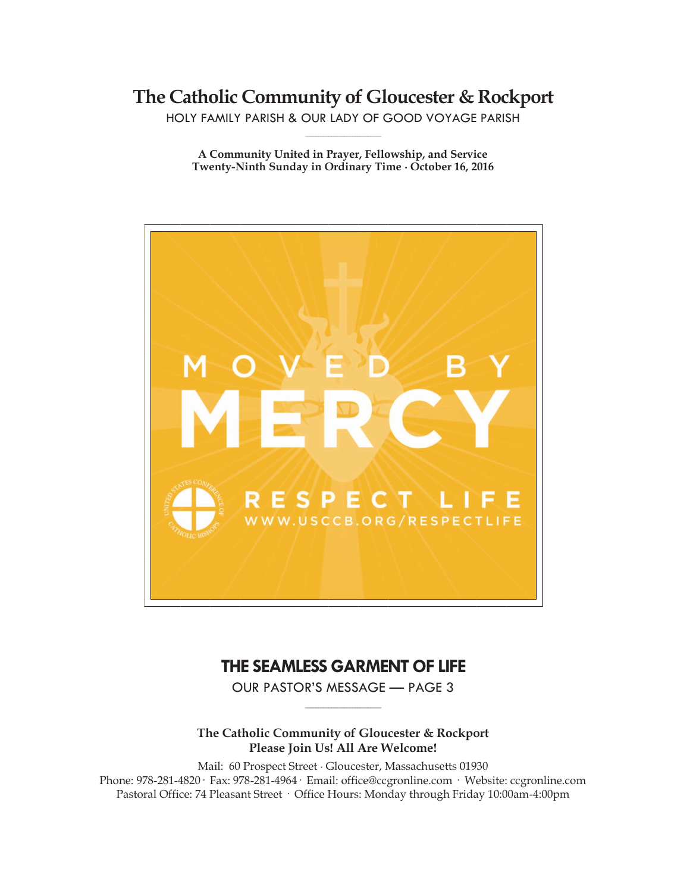# The Catholic Community of Gloucester & Rockport

HOLY FAMILY PARISH & OUR LADY OF GOOD VOYAGE PARISH

**A Community United in Prayer, Fellowship, and Service**
**Twenty-Ninth Sunday in Ordinary Time · October 16, 2016**

MOVED BY MERCY

RESPECT LIFE

WWW.USCCB.ORG/RESPECTLIFE

## THE SEAMLESS GARMENT OF LIFE

OUR PASTOR'S MESSAGE — PAGE 3

**The Catholic Community of Gloucester & Rockport**
**Please Join Us! All Are Welcome!**

Mail: 60 Prospect Street · Gloucester, Massachusetts 01930
Phone: 978-281-4820 · Fax: 978-281-4964 · Email: office@ccgronline.com · Website: ccgronline.com
Pastoral Office: 74 Pleasant Street · Office Hours: Monday through Friday 10:00am-4:00pm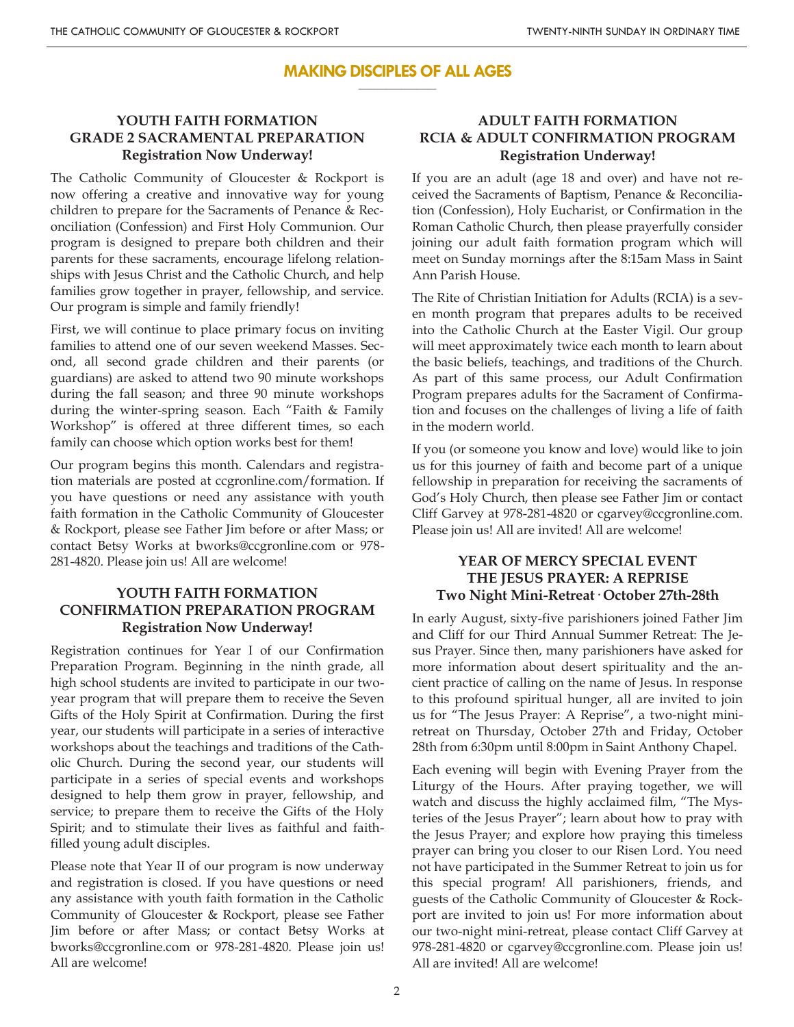# MAKING DISCIPLES OF ALL AGES

## YOUTH FAITH FORMATION
## GRADE 2 SACRAMENTAL PREPARATION
**Registration Now Underway!**

The Catholic Community of Gloucester & Rockport is now offering a creative and innovative way for young children to prepare for the Sacraments of Penance & Reconciliation (Confession) and First Holy Communion. Our program is designed to prepare both children and their parents for these sacraments, encourage lifelong relationships with Jesus Christ and the Catholic Church, and help families grow together in prayer, fellowship, and service. Our program is simple and family friendly!

First, we will continue to place primary focus on inviting families to attend one of our seven weekend Masses. Second, all second grade children and their parents (or guardians) are asked to attend two 90 minute workshops during the fall season; and three 90 minute workshops during the winter-spring season. Each "Faith & Family Workshop" is offered at three different times, so each family can choose which option works best for them!

Our program begins this month. Calendars and registration materials are posted at ccgronline.com/formation. If you have questions or need any assistance with youth faith formation in the Catholic Community of Gloucester & Rockport, please see Father Jim before or after Mass; or contact Betsy Works at bworks@ccgronline.com or 978-281-4820. Please join us! All are welcome!

## YOUTH FAITH FORMATION
## CONFIRMATION PREPARATION PROGRAM
**Registration Now Underway!**

Registration continues for Year I of our Confirmation Preparation Program. Beginning in the ninth grade, all high school students are invited to participate in our two-year program that will prepare them to receive the Seven Gifts of the Holy Spirit at Confirmation. During the first year, our students will participate in a series of interactive workshops about the teachings and traditions of the Catholic Church. During the second year, our students will participate in a series of special events and workshops designed to help them grow in prayer, fellowship, and service; to prepare them to receive the Gifts of the Holy Spirit; and to stimulate their lives as faithful and faith-filled young adult disciples.

Please note that Year II of our program is now underway and registration is closed. If you have questions or need any assistance with youth faith formation in the Catholic Community of Gloucester & Rockport, please see Father Jim before or after Mass; or contact Betsy Works at bworks@ccgronline.com or 978-281-4820. Please join us! All are welcome!

## ADULT FAITH FORMATION
## RCIA & ADULT CONFIRMATION PROGRAM
**Registration Underway!**

If you are an adult (age 18 and over) and have not received the Sacraments of Baptism, Penance & Reconciliation (Confession), Holy Eucharist, or Confirmation in the Roman Catholic Church, then please prayerfully consider joining our adult faith formation program which will meet on Sunday mornings after the 8:15am Mass in Saint Ann Parish House.

The Rite of Christian Initiation for Adults (RCIA) is a seven month program that prepares adults to be received into the Catholic Church at the Easter Vigil. Our group will meet approximately twice each month to learn about the basic beliefs, teachings, and traditions of the Church. As part of this same process, our Adult Confirmation Program prepares adults for the Sacrament of Confirmation and focuses on the challenges of living a life of faith in the modern world.

If you (or someone you know and love) would like to join us for this journey of faith and become part of a unique fellowship in preparation for receiving the sacraments of God's Holy Church, then please see Father Jim or contact Cliff Garvey at 978-281-4820 or cgarvey@ccgronline.com. Please join us! All are invited! All are welcome!

## YEAR OF MERCY SPECIAL EVENT
## THE JESUS PRAYER: A REPRISE
**Two Night Mini-Retreat · October 27th-28th**

In early August, sixty-five parishioners joined Father Jim and Cliff for our Third Annual Summer Retreat: The Jesus Prayer. Since then, many parishioners have asked for more information about desert spirituality and the ancient practice of calling on the name of Jesus. In response to this profound spiritual hunger, all are invited to join us for "The Jesus Prayer: A Reprise", a two-night mini-retreat on Thursday, October 27th and Friday, October 28th from 6:30pm until 8:00pm in Saint Anthony Chapel.

Each evening will begin with Evening Prayer from the Liturgy of the Hours. After praying together, we will watch and discuss the highly acclaimed film, "The Mysteries of the Jesus Prayer"; learn about how to pray with the Jesus Prayer; and explore how praying this timeless prayer can bring you closer to our Risen Lord. You need not have participated in the Summer Retreat to join us for this special program! All parishioners, friends, and guests of the Catholic Community of Gloucester & Rockport are invited to join us! For more information about our two-night mini-retreat, please contact Cliff Garvey at 978-281-4820 or cgarvey@ccgronline.com. Please join us! All are invited! All are welcome!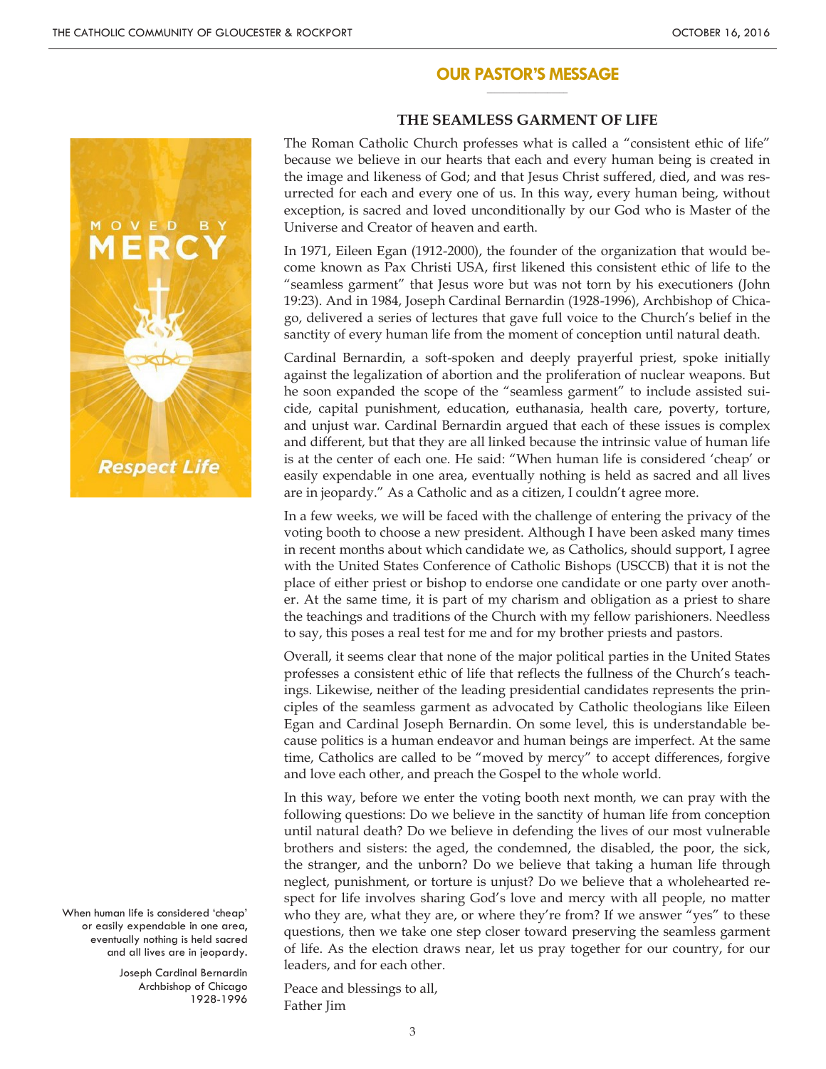## OUR PASTOR'S MESSAGE

### THE SEAMLESS GARMENT OF LIFE

The Roman Catholic Church professes what is called a "consistent ethic of life" because we believe in our hearts that each and every human being is created in the image and likeness of God; and that Jesus Christ suffered, died, and was resurrected for each and every one of us. In this way, every human being, without exception, is sacred and loved unconditionally by our God who is Master of the Universe and Creator of heaven and earth.

In 1971, Eileen Egan (1912-2000), the founder of the organization that would become known as Pax Christi USA, first likened this consistent ethic of life to the "seamless garment" that Jesus wore but was not torn by his executioners (John 19:23). And in 1984, Joseph Cardinal Bernardin (1928-1996), Archbishop of Chicago, delivered a series of lectures that gave full voice to the Church's belief in the sanctity of every human life from the moment of conception until natural death.

Cardinal Bernardin, a soft-spoken and deeply prayerful priest, spoke initially against the legalization of abortion and the proliferation of nuclear weapons. But he soon expanded the scope of the "seamless garment" to include assisted suicide, capital punishment, education, euthanasia, health care, poverty, torture, and unjust war. Cardinal Bernardin argued that each of these issues is complex and different, but that they are all linked because the intrinsic value of human life is at the center of each one. He said: "When human life is considered 'cheap' or easily expendable in one area, eventually nothing is held as sacred and all lives are in jeopardy." As a Catholic and as a citizen, I couldn't agree more.

In a few weeks, we will be faced with the challenge of entering the privacy of the voting booth to choose a new president. Although I have been asked many times in recent months about which candidate we, as Catholics, should support, I agree with the United States Conference of Catholic Bishops (USCCB) that it is not the place of either priest or bishop to endorse one candidate or one party over another. At the same time, it is part of my charism and obligation as a priest to share the teachings and traditions of the Church with my fellow parishioners. Needless to say, this poses a real test for me and for my brother priests and pastors.

Overall, it seems clear that none of the major political parties in the United States professes a consistent ethic of life that reflects the fullness of the Church's teachings. Likewise, neither of the leading presidential candidates represents the principles of the seamless garment as advocated by Catholic theologians like Eileen Egan and Cardinal Joseph Bernardin. On some level, this is understandable because politics is a human endeavor and human beings are imperfect. At the same time, Catholics are called to be "moved by mercy" to accept differences, forgive and love each other, and preach the Gospel to the whole world.

In this way, before we enter the voting booth next month, we can pray with the following questions: Do we believe in the sanctity of human life from conception until natural death? Do we believe in defending the lives of our most vulnerable brothers and sisters: the aged, the condemned, the disabled, the poor, the sick, the stranger, and the unborn? Do we believe that taking a human life through neglect, punishment, or torture is unjust? Do we believe that a wholehearted respect for life involves sharing God's love and mercy with all people, no matter who they are, what they are, or where they're from? If we answer "yes" to these questions, then we take one step closer toward preserving the seamless garment of life. As the election draws near, let us pray together for our country, for our leaders, and for each other.

Peace and blessings to all,
Father Jim

MOVED BY MERCY

Respect Life

When human life is considered 'cheap' or easily expendable in one area, eventually nothing is held sacred and all lives are in jeopardy.

Joseph Cardinal Bernardin
Archbishop of Chicago
1928-1996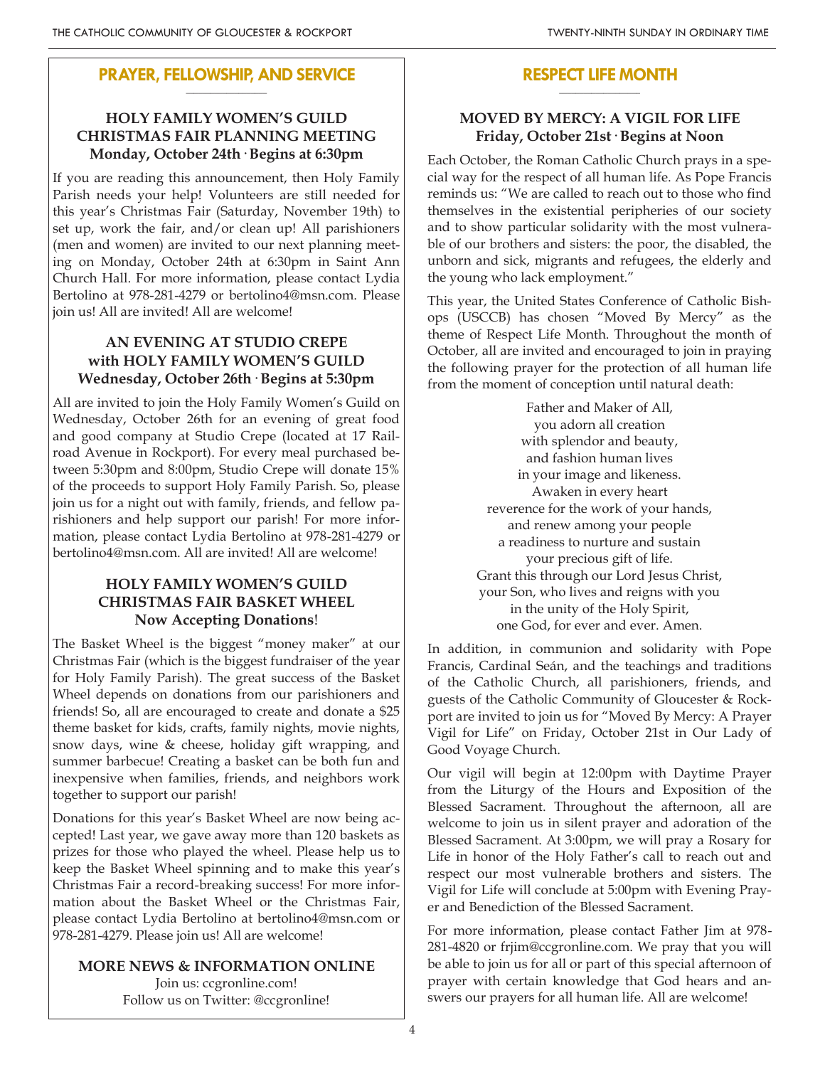## PRAYER, FELLOWSHIP, AND SERVICE

### HOLY FAMILY WOMEN'S GUILD CHRISTMAS FAIR PLANNING MEETING
**Monday, October 24th · Begins at 6:30pm**

If you are reading this announcement, then Holy Family Parish needs your help! Volunteers are still needed for this year's Christmas Fair (Saturday, November 19th) to set up, work the fair, and/or clean up! All parishioners (men and women) are invited to our next planning meeting on Monday, October 24th at 6:30pm in Saint Ann Church Hall. For more information, please contact Lydia Bertolino at 978-281-4279 or bertolino4@msn.com. Please join us! All are invited! All are welcome!

### AN EVENING AT STUDIO CREPE with HOLY FAMILY WOMEN'S GUILD
**Wednesday, October 26th · Begins at 5:30pm**

All are invited to join the Holy Family Women's Guild on Wednesday, October 26th for an evening of great food and good company at Studio Crepe (located at 17 Railroad Avenue in Rockport). For every meal purchased between 5:30pm and 8:00pm, Studio Crepe will donate 15% of the proceeds to support Holy Family Parish. So, please join us for a night out with family, friends, and fellow parishioners and help support our parish! For more information, please contact Lydia Bertolino at 978-281-4279 or bertolino4@msn.com. All are invited! All are welcome!

### HOLY FAMILY WOMEN'S GUILD CHRISTMAS FAIR BASKET WHEEL
**Now Accepting Donations!**

The Basket Wheel is the biggest "money maker" at our Christmas Fair (which is the biggest fundraiser of the year for Holy Family Parish). The great success of the Basket Wheel depends on donations from our parishioners and friends! So, all are encouraged to create and donate a $25 theme basket for kids, crafts, family nights, movie nights, snow days, wine & cheese, holiday gift wrapping, and summer barbecue! Creating a basket can be both fun and inexpensive when families, friends, and neighbors work together to support our parish!

Donations for this year's Basket Wheel are now being accepted! Last year, we gave away more than 120 baskets as prizes for those who played the wheel. Please help us to keep the Basket Wheel spinning and to make this year's Christmas Fair a record-breaking success! For more information about the Basket Wheel or the Christmas Fair, please contact Lydia Bertolino at bertolino4@msn.com or 978-281-4279. Please join us! All are welcome!

### MORE NEWS & INFORMATION ONLINE

Join us: ccgronline.com!
Follow us on Twitter: @ccgronline!

## RESPECT LIFE MONTH

### MOVED BY MERCY: A VIGIL FOR LIFE
**Friday, October 21st · Begins at Noon**

Each October, the Roman Catholic Church prays in a special way for the respect of all human life. As Pope Francis reminds us: "We are called to reach out to those who find themselves in the existential peripheries of our society and to show particular solidarity with the most vulnerable of our brothers and sisters: the poor, the disabled, the unborn and sick, migrants and refugees, the elderly and the young who lack employment."

This year, the United States Conference of Catholic Bishops (USCCB) has chosen "Moved By Mercy" as the theme of Respect Life Month. Throughout the month of October, all are invited and encouraged to join in praying the following prayer for the protection of all human life from the moment of conception until natural death:

Father and Maker of All,
you adorn all creation
with splendor and beauty,
and fashion human lives
in your image and likeness.
Awaken in every heart
reverence for the work of your hands,
and renew among your people
a readiness to nurture and sustain
your precious gift of life.
Grant this through our Lord Jesus Christ,
your Son, who lives and reigns with you
in the unity of the Holy Spirit,
one God, for ever and ever. Amen.

In addition, in communion and solidarity with Pope Francis, Cardinal Seán, and the teachings and traditions of the Catholic Church, all parishioners, friends, and guests of the Catholic Community of Gloucester & Rockport are invited to join us for "Moved By Mercy: A Prayer Vigil for Life" on Friday, October 21st in Our Lady of Good Voyage Church.

Our vigil will begin at 12:00pm with Daytime Prayer from the Liturgy of the Hours and Exposition of the Blessed Sacrament. Throughout the afternoon, all are welcome to join us in silent prayer and adoration of the Blessed Sacrament. At 3:00pm, we will pray a Rosary for Life in honor of the Holy Father's call to reach out and respect our most vulnerable brothers and sisters. The Vigil for Life will conclude at 5:00pm with Evening Prayer and Benediction of the Blessed Sacrament.

For more information, please contact Father Jim at 978-281-4820 or frjim@ccgronline.com. We pray that you will be able to join us for all or part of this special afternoon of prayer with certain knowledge that God hears and answers our prayers for all human life. All are welcome!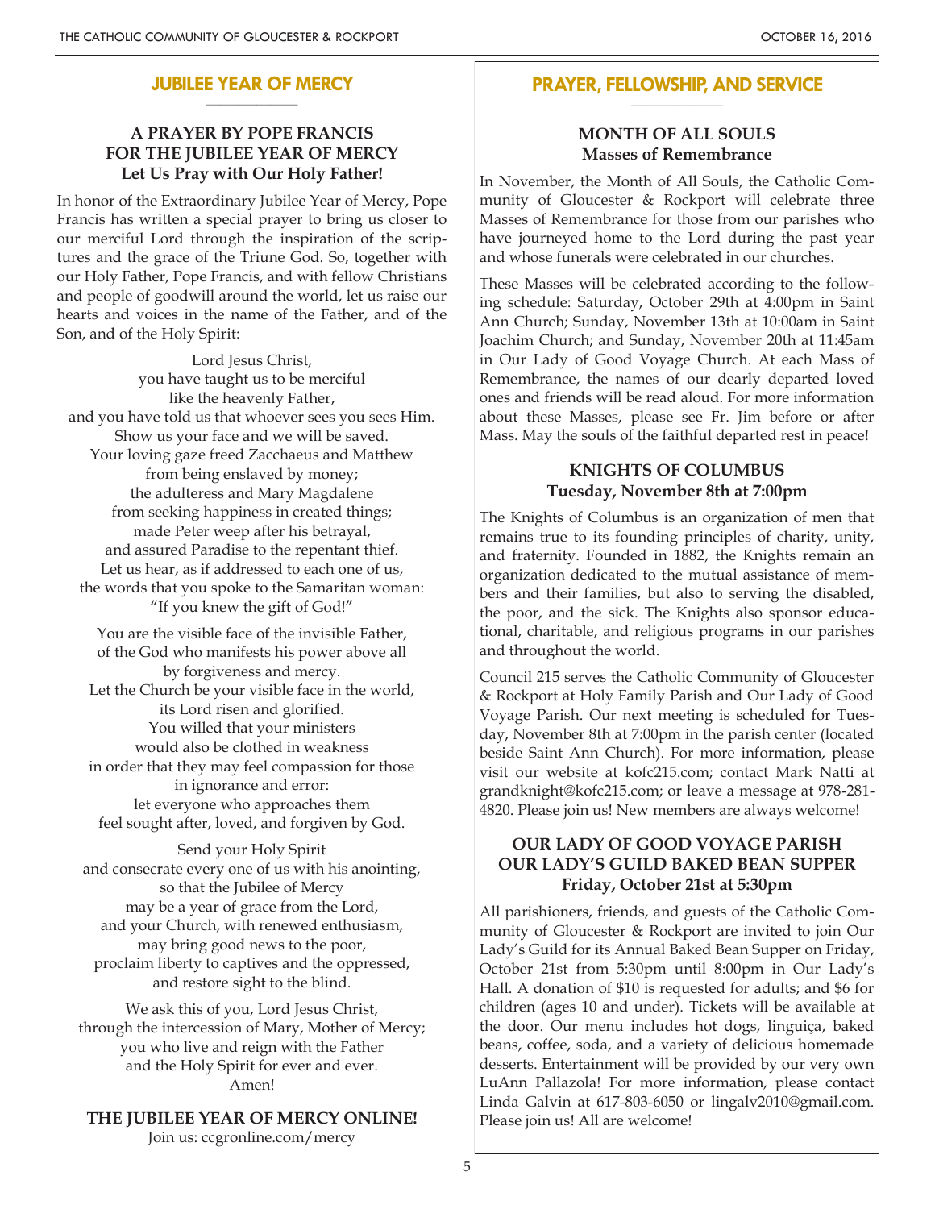## JUBILEE YEAR OF MERCY

### A PRAYER BY POPE FRANCIS FOR THE JUBILEE YEAR OF MERCY
### Let Us Pray with Our Holy Father!

In honor of the Extraordinary Jubilee Year of Mercy, Pope Francis has written a special prayer to bring us closer to our merciful Lord through the inspiration of the scriptures and the grace of the Triune God. So, together with our Holy Father, Pope Francis, and with fellow Christians and people of goodwill around the world, let us raise our hearts and voices in the name of the Father, and of the Son, and of the Holy Spirit:

Lord Jesus Christ,
you have taught us to be merciful
like the heavenly Father,
and you have told us that whoever sees you sees Him.
Show us your face and we will be saved.
Your loving gaze freed Zacchaeus and Matthew
from being enslaved by money;
the adulteress and Mary Magdalene
from seeking happiness in created things;
made Peter weep after his betrayal,
and assured Paradise to the repentant thief.
Let us hear, as if addressed to each one of us,
the words that you spoke to the Samaritan woman:
"If you knew the gift of God!"

You are the visible face of the invisible Father,
of the God who manifests his power above all
by forgiveness and mercy.
Let the Church be your visible face in the world,
its Lord risen and glorified.
You willed that your ministers
would also be clothed in weakness
in order that they may feel compassion for those
in ignorance and error:
let everyone who approaches them
feel sought after, loved, and forgiven by God.

Send your Holy Spirit
and consecrate every one of us with his anointing,
so that the Jubilee of Mercy
may be a year of grace from the Lord,
and your Church, with renewed enthusiasm,
may bring good news to the poor,
proclaim liberty to captives and the oppressed,
and restore sight to the blind.

We ask this of you, Lord Jesus Christ,
through the intercession of Mary, Mother of Mercy;
you who live and reign with the Father
and the Holy Spirit for ever and ever.
Amen!

**THE JUBILEE YEAR OF MERCY ONLINE!**
Join us: ccgronline.com/mercy

## PRAYER, FELLOWSHIP, AND SERVICE

### MONTH OF ALL SOULS
### Masses of Remembrance

In November, the Month of All Souls, the Catholic Community of Gloucester & Rockport will celebrate three Masses of Remembrance for those from our parishes who have journeyed home to the Lord during the past year and whose funerals were celebrated in our churches.

These Masses will be celebrated according to the following schedule: Saturday, October 29th at 4:00pm in Saint Ann Church; Sunday, November 13th at 10:00am in Saint Joachim Church; and Sunday, November 20th at 11:45am in Our Lady of Good Voyage Church. At each Mass of Remembrance, the names of our dearly departed loved ones and friends will be read aloud. For more information about these Masses, please see Fr. Jim before or after Mass. May the souls of the faithful departed rest in peace!

### KNIGHTS OF COLUMBUS
### Tuesday, November 8th at 7:00pm

The Knights of Columbus is an organization of men that remains true to its founding principles of charity, unity, and fraternity. Founded in 1882, the Knights remain an organization dedicated to the mutual assistance of members and their families, but also to serving the disabled, the poor, and the sick. The Knights also sponsor educational, charitable, and religious programs in our parishes and throughout the world.

Council 215 serves the Catholic Community of Gloucester & Rockport at Holy Family Parish and Our Lady of Good Voyage Parish. Our next meeting is scheduled for Tuesday, November 8th at 7:00pm in the parish center (located beside Saint Ann Church). For more information, please visit our website at kofc215.com; contact Mark Natti at grandknight@kofc215.com; or leave a message at 978-281-4820. Please join us! New members are always welcome!

### OUR LADY OF GOOD VOYAGE PARISH
### OUR LADY'S GUILD BAKED BEAN SUPPER
### Friday, October 21st at 5:30pm

All parishioners, friends, and guests of the Catholic Community of Gloucester & Rockport are invited to join Our Lady's Guild for its Annual Baked Bean Supper on Friday, October 21st from 5:30pm until 8:00pm in Our Lady's Hall. A donation of $10 is requested for adults; and $6 for children (ages 10 and under). Tickets will be available at the door. Our menu includes hot dogs, linguiça, baked beans, coffee, soda, and a variety of delicious homemade desserts. Entertainment will be provided by our very own LuAnn Pallazola! For more information, please contact Linda Galvin at 617-803-6050 or lingalv2010@gmail.com. Please join us! All are welcome!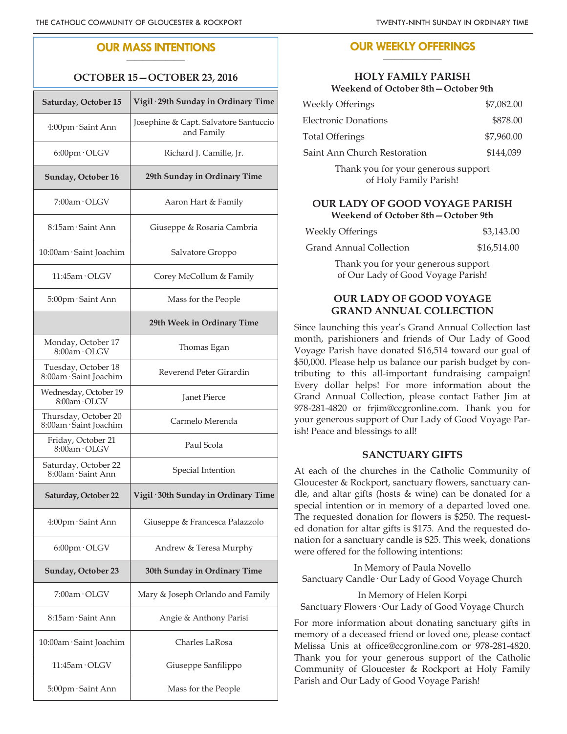## OUR MASS INTENTIONS

### OCTOBER 15—OCTOBER 23, 2016

| | |
|---|---|
| **Saturday, October 15** | **Vigil · 29th Sunday in Ordinary Time** |
| 4:00pm · Saint Ann | Josephine & Capt. Salvatore Santuccio and Family |
| 6:00pm · OLGV | Richard J. Camille, Jr. |
| **Sunday, October 16** | **29th Sunday in Ordinary Time** |
| 7:00am · OLGV | Aaron Hart & Family |
| 8:15am · Saint Ann | Giuseppe & Rosaria Cambria |
| 10:00am · Saint Joachim | Salvatore Groppo |
| 11:45am · OLGV | Corey McCollum & Family |
| 5:00pm · Saint Ann | Mass for the People |
| | **29th Week in Ordinary Time** |
| Monday, October 17 8:00am · OLGV | Thomas Egan |
| Tuesday, October 18 8:00am · Saint Joachim | Reverend Peter Girardin |
| Wednesday, October 19 8:00am · OLGV | Janet Pierce |
| Thursday, October 20 8:00am · Saint Joachim | Carmelo Merenda |
| Friday, October 21 8:00am · OLGV | Paul Scola |
| Saturday, October 22 8:00am · Saint Ann | Special Intention |
| **Saturday, October 22** | **Vigil · 30th Sunday in Ordinary Time** |
| 4:00pm · Saint Ann | Giuseppe & Francesca Palazzolo |
| 6:00pm · OLGV | Andrew & Teresa Murphy |
| **Sunday, October 23** | **30th Sunday in Ordinary Time** |
| 7:00am · OLGV | Mary & Joseph Orlando and Family |
| 8:15am · Saint Ann | Angie & Anthony Parisi |
| 10:00am · Saint Joachim | Charles LaRosa |
| 11:45am · OLGV | Giuseppe Sanfilippo |
| 5:00pm · Saint Ann | Mass for the People |

## OUR WEEKLY OFFERINGS

### HOLY FAMILY PARISH
**Weekend of October 8th—October 9th**

| | |
|---|---|
| Weekly Offerings | $7,082.00 |
| Electronic Donations | $878.00 |
| Total Offerings | $7,960.00 |
| Saint Ann Church Restoration | $144,039 |

Thank you for your generous support of Holy Family Parish!

### OUR LADY OF GOOD VOYAGE PARISH
**Weekend of October 8th—October 9th**

| | |
|---|---|
| Weekly Offerings | $3,143.00 |
| Grand Annual Collection | $16,514.00 |

Thank you for your generous support of Our Lady of Good Voyage Parish!

### OUR LADY OF GOOD VOYAGE GRAND ANNUAL COLLECTION

Since launching this year's Grand Annual Collection last month, parishioners and friends of Our Lady of Good Voyage Parish have donated $16,514 toward our goal of $50,000. Please help us balance our parish budget by contributing to this all-important fundraising campaign! Every dollar helps! For more information about the Grand Annual Collection, please contact Father Jim at 978-281-4820 or frjim@ccgronline.com. Thank you for your generous support of Our Lady of Good Voyage Parish! Peace and blessings to all!

### SANCTUARY GIFTS

At each of the churches in the Catholic Community of Gloucester & Rockport, sanctuary flowers, sanctuary candle, and altar gifts (hosts & wine) can be donated for a special intention or in memory of a departed loved one. The requested donation for flowers is $250. The requested donation for altar gifts is $175. And the requested donation for a sanctuary candle is $25. This week, donations were offered for the following intentions:

In Memory of Paula Novello
Sanctuary Candle · Our Lady of Good Voyage Church

In Memory of Helen Korpi
Sanctuary Flowers · Our Lady of Good Voyage Church

For more information about donating sanctuary gifts in memory of a deceased friend or loved one, please contact Melissa Unis at office@ccgronline.com or 978-281-4820. Thank you for your generous support of the Catholic Community of Gloucester & Rockport at Holy Family Parish and Our Lady of Good Voyage Parish!